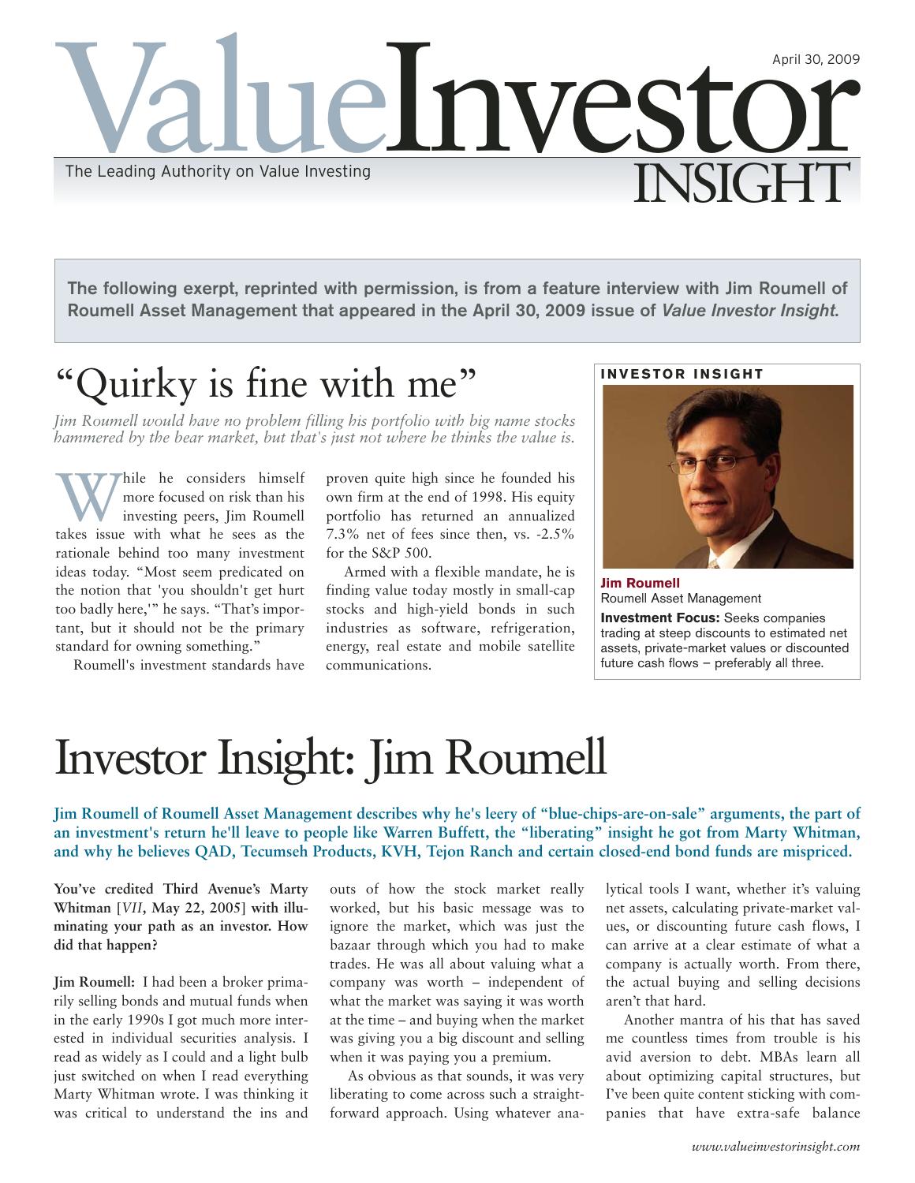# Value Investor INSIGHT

April 30, 2009

The Leading Authority on Value Investing

**The following exerpt, reprinted with permission, is from a feature interview with Jim Roumell of Roumell Asset Management that appeared in the April 30, 2009 issue of *Value Investor Insight*.**

## "Quirky is fine with me"

*Jim Roumell would have no problem filling his portfolio with big name stocks hammered by the bear market, but that's just not where he thinks the value is.*

While he considers himself more focused on risk than his investing peers, Jim Roumell takes issue with what he sees as the rationale behind too many investment ideas today. "Most seem predicated on the notion that 'you shouldn't get hurt too badly here,'" he says. "That's important, but it should not be the primary standard for owning something."

Roumell's investment standards have proven quite high since he founded his own firm at the end of 1998. His equity portfolio has returned an annualized 7.3% net of fees since then, vs. -2.5% for the S&P 500.

Armed with a flexible mandate, he is finding value today mostly in small-cap stocks and high-yield bonds in such industries as software, refrigeration, energy, real estate and mobile satellite communications.

**INVESTOR INSIGHT**

**Jim Roumell**
Roumell Asset Management

**Investment Focus:** Seeks companies trading at steep discounts to estimated net assets, private-market values or discounted future cash flows – preferably all three.

# Investor Insight: Jim Roumell

**Jim Roumell of Roumell Asset Management describes why he's leery of "blue-chips-are-on-sale" arguments, the part of an investment's return he'll leave to people like Warren Buffett, the "liberating" insight he got from Marty Whitman, and why he believes QAD, Tecumseh Products, KVH, Tejon Ranch and certain closed-end bond funds are mispriced.**

**You've credited Third Avenue's Marty Whitman [*VII*, May 22, 2005] with illuminating your path as an investor. How did that happen?**

**Jim Roumell:** I had been a broker primarily selling bonds and mutual funds when in the early 1990s I got much more interested in individual securities analysis. I read as widely as I could and a light bulb just switched on when I read everything Marty Whitman wrote. I was thinking it was critical to understand the ins and outs of how the stock market really worked, but his basic message was to ignore the market, which was just the bazaar through which you had to make trades. He was all about valuing what a company was worth – independent of what the market was saying it was worth at the time – and buying when the market was giving you a big discount and selling when it was paying you a premium.

As obvious as that sounds, it was very liberating to come across such a straightforward approach. Using whatever analytical tools I want, whether it's valuing net assets, calculating private-market values, or discounting future cash flows, I can arrive at a clear estimate of what a company is actually worth. From there, the actual buying and selling decisions aren't that hard.

Another mantra of his that has saved me countless times from trouble is his avid aversion to debt. MBAs learn all about optimizing capital structures, but I've been quite content sticking with companies that have extra-safe balance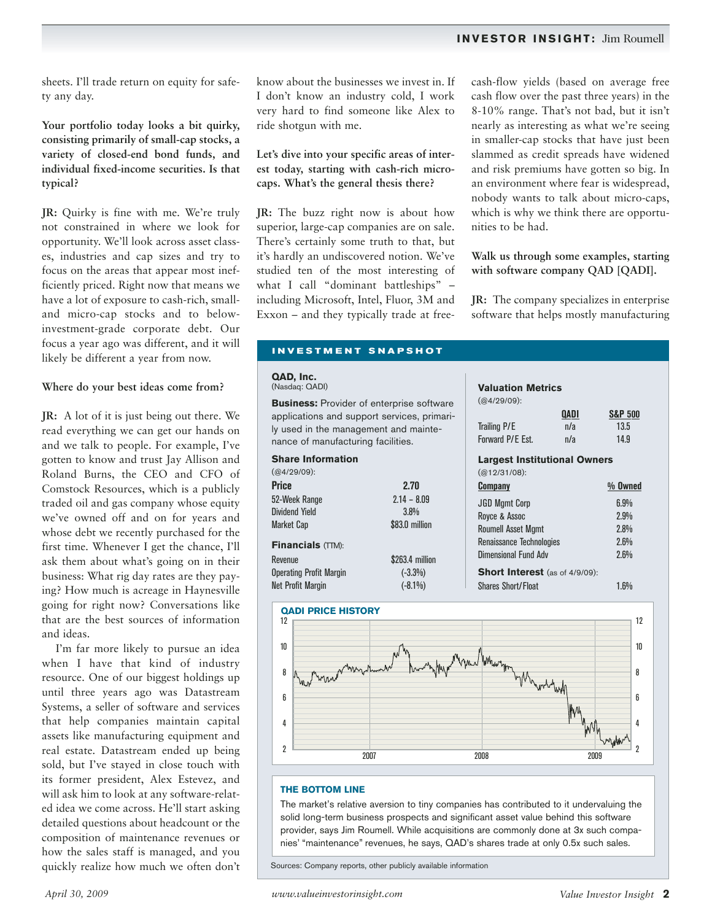sheets. I'll trade return on equity for safety any day.

**Your portfolio today looks a bit quirky, consisting primarily of small-cap stocks, a variety of closed-end bond funds, and individual fixed-income securities. Is that typical?**

**JR:** Quirky is fine with me. We're truly not constrained in where we look for opportunity. We'll look across asset classes, industries and cap sizes and try to focus on the areas that appear most inefficiently priced. Right now that means we have a lot of exposure to cash-rich, small- and micro-cap stocks and to below-investment-grade corporate debt. Our focus a year ago was different, and it will likely be different a year from now.

**Where do your best ideas come from?**

**JR:** A lot of it is just being out there. We read everything we can get our hands on and we talk to people. For example, I've gotten to know and trust Jay Allison and Roland Burns, the CEO and CFO of Comstock Resources, which is a publicly traded oil and gas company whose equity we've owned off and on for years and whose debt we recently purchased for the first time. Whenever I get the chance, I'll ask them about what's going on in their business: What rig day rates are they paying? How much is acreage in Haynesville going for right now? Conversations like that are the best sources of information and ideas.

I'm far more likely to pursue an idea when I have that kind of industry resource. One of our biggest holdings up until three years ago was Datastream Systems, a seller of software and services that help companies maintain capital assets like manufacturing equipment and real estate. Datastream ended up being sold, but I've stayed in close touch with its former president, Alex Estevez, and will ask him to look at any software-related idea we come across. He'll start asking detailed questions about headcount or the composition of maintenance revenues or how the sales staff is managed, and you quickly realize how much we often don't know about the businesses we invest in. If I don't know an industry cold, I work very hard to find someone like Alex to ride shotgun with me.

**Let's dive into your specific areas of interest today, starting with cash-rich micro-caps. What's the general thesis there?**

**JR:** The buzz right now is about how superior, large-cap companies are on sale. There's certainly some truth to that, but it's hardly an undiscovered notion. We've studied ten of the most interesting of what I call "dominant battleships" – including Microsoft, Intel, Fluor, 3M and Exxon – and they typically trade at free-cash-flow yields (based on average free cash flow over the past three years) in the 8-10% range. That's not bad, but it isn't nearly as interesting as what we're seeing in smaller-cap stocks that have just been slammed as credit spreads have widened and risk premiums have gotten so big. In an environment where fear is widespread, nobody wants to talk about micro-caps, which is why we think there are opportunities to be had.

**Walk us through some examples, starting with software company QAD [QADI].**

**JR:** The company specializes in enterprise software that helps mostly manufacturing

---

### INVESTMENT SNAPSHOT

**QAD, Inc.**
(Nasdaq: QADI)

**Business:** Provider of enterprise software applications and support services, primarily used in the management and maintenance of manufacturing facilities.

**Share Information**
(@4/29/09):

| | |
|---|---|
| **Price** | **2.70** |
| 52-Week Range | 2.14 – 8.09 |
| Dividend Yield | 3.8% |
| Market Cap | $83.0 million |

**Financials** (TTM):

| | |
|---|---|
| Revenue | $263.4 million |
| Operating Profit Margin | (-3.3%) |
| Net Profit Margin | (-8.1%) |

**Valuation Metrics**
(@4/29/09):

| | QADI | S&P 500 |
|---|---|---|
| Trailing P/E | n/a | 13.5 |
| Forward P/E Est. | n/a | 14.9 |

**Largest Institutional Owners**
(@12/31/08):

| Company | % Owned |
|---|---|
| JGD Mgmt Corp | 6.9% |
| Royce & Assoc | 2.9% |
| Roumell Asset Mgmt | 2.8% |
| Renaissance Technologies | 2.6% |
| Dimensional Fund Adv | 2.6% |

**Short Interest** (as of 4/9/09):

| | |
|---|---|
| Shares Short/Float | 1.6% |

**QADI PRICE HISTORY**

**THE BOTTOM LINE**

The market's relative aversion to tiny companies has contributed to it undervaluing the solid long-term business prospects and significant asset value behind this software provider, says Jim Roumell. While acquisitions are commonly done at 3x such companies' "maintenance" revenues, he says, QAD's shares trade at only 0.5x such sales.

Sources: Company reports, other publicly available information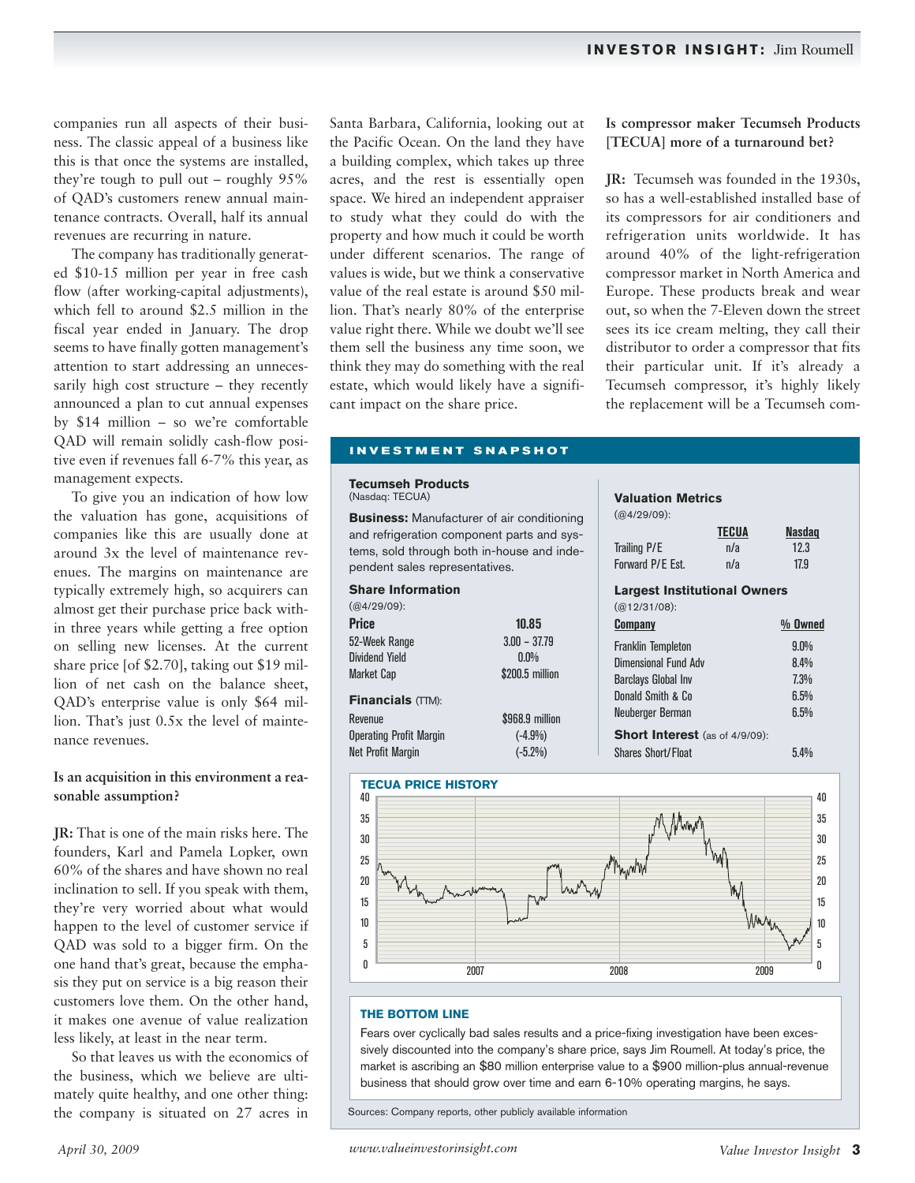companies run all aspects of their business. The classic appeal of a business like this is that once the systems are installed, they're tough to pull out – roughly 95% of QAD's customers renew annual maintenance contracts. Overall, half its annual revenues are recurring in nature.

The company has traditionally generated $10-15 million per year in free cash flow (after working-capital adjustments), which fell to around $2.5 million in the fiscal year ended in January. The drop seems to have finally gotten management's attention to start addressing an unnecessarily high cost structure – they recently announced a plan to cut annual expenses by $14 million – so we're comfortable QAD will remain solidly cash-flow positive even if revenues fall 6-7% this year, as management expects.

To give you an indication of how low the valuation has gone, acquisitions of companies like this are usually done at around 3x the level of maintenance revenues. The margins on maintenance are typically extremely high, so acquirers can almost get their purchase price back within three years while getting a free option on selling new licenses. At the current share price [of $2.70], taking out $19 million of net cash on the balance sheet, QAD's enterprise value is only $64 million. That's just 0.5x the level of maintenance revenues.

**Is an acquisition in this environment a reasonable assumption?**

**JR:** That is one of the main risks here. The founders, Karl and Pamela Lopker, own 60% of the shares and have shown no real inclination to sell. If you speak with them, they're very worried about what would happen to the level of customer service if QAD was sold to a bigger firm. On the one hand that's great, because the emphasis they put on service is a big reason their customers love them. On the other hand, it makes one avenue of value realization less likely, at least in the near term.

So that leaves us with the economics of the business, which we believe are ultimately quite healthy, and one other thing: the company is situated on 27 acres in Santa Barbara, California, looking out at the Pacific Ocean. On the land they have a building complex, which takes up three acres, and the rest is essentially open space. We hired an independent appraiser to study what they could do with the property and how much it could be worth under different scenarios. The range of values is wide, but we think a conservative value of the real estate is around $50 million. That's nearly 80% of the enterprise value right there. While we doubt we'll see them sell the business any time soon, we think they may do something with the real estate, which would likely have a significant impact on the share price.

**Is compressor maker Tecumseh Products [TECUA] more of a turnaround bet?**

**JR:** Tecumseh was founded in the 1930s, so has a well-established installed base of its compressors for air conditioners and refrigeration units worldwide. It has around 40% of the light-refrigeration compressor market in North America and Europe. These products break and wear out, so when the 7-Eleven down the street sees its ice cream melting, they call their distributor to order a compressor that fits their particular unit. If it's already a Tecumseh compressor, it's highly likely the replacement will be a Tecumseh com-

## INVESTMENT SNAPSHOT

**Tecumseh Products**
(Nasdaq: TECUA)

**Business:** Manufacturer of air conditioning and refrigeration component parts and systems, sold through both in-house and independent sales representatives.

**Share Information**
(@4/29/09):

| | |
|---|---|
| Price | 10.85 |
| 52-Week Range | 3.00 – 37.79 |
| Dividend Yield | 0.0% |
| Market Cap | $200.5 million |

**Financials** (TTM):

| | |
|---|---|
| Revenue | $968.9 million |
| Operating Profit Margin | (-4.9%) |
| Net Profit Margin | (-5.2%) |

**Valuation Metrics**
(@4/29/09):

| | TECUA | Nasdaq |
|---|---|---|
| Trailing P/E | n/a | 12.3 |
| Forward P/E Est. | n/a | 17.9 |

**Largest Institutional Owners**
(@12/31/08):

| Company | % Owned |
|---|---|
| Franklin Templeton | 9.0% |
| Dimensional Fund Adv | 8.4% |
| Barclays Global Inv | 7.3% |
| Donald Smith & Co | 6.5% |
| Neuberger Berman | 6.5% |

**Short Interest** (as of 4/9/09):

| | |
|---|---|
| Shares Short/Float | 5.4% |

**TECUA PRICE HISTORY**

**THE BOTTOM LINE**

Fears over cyclically bad sales results and a price-fixing investigation have been excessively discounted into the company's share price, says Jim Roumell. At today's price, the market is ascribing an $80 million enterprise value to a $900 million-plus annual-revenue business that should grow over time and earn 6-10% operating margins, he says.

Sources: Company reports, other publicly available information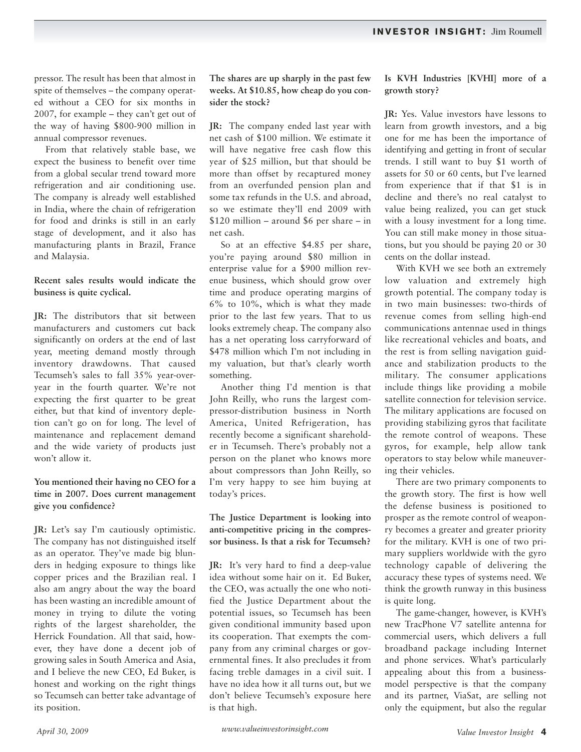pressor. The result has been that almost in spite of themselves – the company operated without a CEO for six months in 2007, for example – they can't get out of the way of having $800-900 million in annual compressor revenues.

From that relatively stable base, we expect the business to benefit over time from a global secular trend toward more refrigeration and air conditioning use. The company is already well established in India, where the chain of refrigeration for food and drinks is still in an early stage of development, and it also has manufacturing plants in Brazil, France and Malaysia.

**Recent sales results would indicate the business is quite cyclical.**

**JR:** The distributors that sit between manufacturers and customers cut back significantly on orders at the end of last year, meeting demand mostly through inventory drawdowns. That caused Tecumseh's sales to fall 35% year-over-year in the fourth quarter. We're not expecting the first quarter to be great either, but that kind of inventory depletion can't go on for long. The level of maintenance and replacement demand and the wide variety of products just won't allow it.

**You mentioned their having no CEO for a time in 2007. Does current management give you confidence?**

**JR:** Let's say I'm cautiously optimistic. The company has not distinguished itself as an operator. They've made big blunders in hedging exposure to things like copper prices and the Brazilian real. I also am angry about the way the board has been wasting an incredible amount of money in trying to dilute the voting rights of the largest shareholder, the Herrick Foundation. All that said, however, they have done a decent job of growing sales in South America and Asia, and I believe the new CEO, Ed Buker, is honest and working on the right things so Tecumseh can better take advantage of its position.

**The shares are up sharply in the past few weeks. At $10.85, how cheap do you consider the stock?**

**JR:** The company ended last year with net cash of $100 million. We estimate it will have negative free cash flow this year of $25 million, but that should be more than offset by recaptured money from an overfunded pension plan and some tax refunds in the U.S. and abroad, so we estimate they'll end 2009 with $120 million – around $6 per share – in net cash.

So at an effective $4.85 per share, you're paying around $80 million in enterprise value for a $900 million revenue business, which should grow over time and produce operating margins of 6% to 10%, which is what they made prior to the last few years. That to us looks extremely cheap. The company also has a net operating loss carryforward of $478 million which I'm not including in my valuation, but that's clearly worth something.

Another thing I'd mention is that John Reilly, who runs the largest compressor-distribution business in North America, United Refrigeration, has recently become a significant shareholder in Tecumseh. There's probably not a person on the planet who knows more about compressors than John Reilly, so I'm very happy to see him buying at today's prices.

**The Justice Department is looking into anti-competitive pricing in the compressor business. Is that a risk for Tecumseh?**

**JR:** It's very hard to find a deep-value idea without some hair on it. Ed Buker, the CEO, was actually the one who notified the Justice Department about the potential issues, so Tecumseh has been given conditional immunity based upon its cooperation. That exempts the company from any criminal charges or governmental fines. It also precludes it from facing treble damages in a civil suit. I have no idea how it all turns out, but we don't believe Tecumseh's exposure here is that high.

**Is KVH Industries [KVHI] more of a growth story?**

**JR:** Yes. Value investors have lessons to learn from growth investors, and a big one for me has been the importance of identifying and getting in front of secular trends. I still want to buy $1 worth of assets for 50 or 60 cents, but I've learned from experience that if that $1 is in decline and there's no real catalyst to value being realized, you can get stuck with a lousy investment for a long time. You can still make money in those situations, but you should be paying 20 or 30 cents on the dollar instead.

With KVH we see both an extremely low valuation and extremely high growth potential. The company today is in two main businesses: two-thirds of revenue comes from selling high-end communications antennae used in things like recreational vehicles and boats, and the rest is from selling navigation guidance and stabilization products to the military. The consumer applications include things like providing a mobile satellite connection for television service. The military applications are focused on providing stabilizing gyros that facilitate the remote control of weapons. These gyros, for example, help allow tank operators to stay below while maneuvering their vehicles.

There are two primary components to the growth story. The first is how well the defense business is positioned to prosper as the remote control of weaponry becomes a greater and greater priority for the military. KVH is one of two primary suppliers worldwide with the gyro technology capable of delivering the accuracy these types of systems need. We think the growth runway in this business is quite long.

The game-changer, however, is KVH's new TracPhone V7 satellite antenna for commercial users, which delivers a full broadband package including Internet and phone services. What's particularly appealing about this from a business-model perspective is that the company and its partner, ViaSat, are selling not only the equipment, but also the regular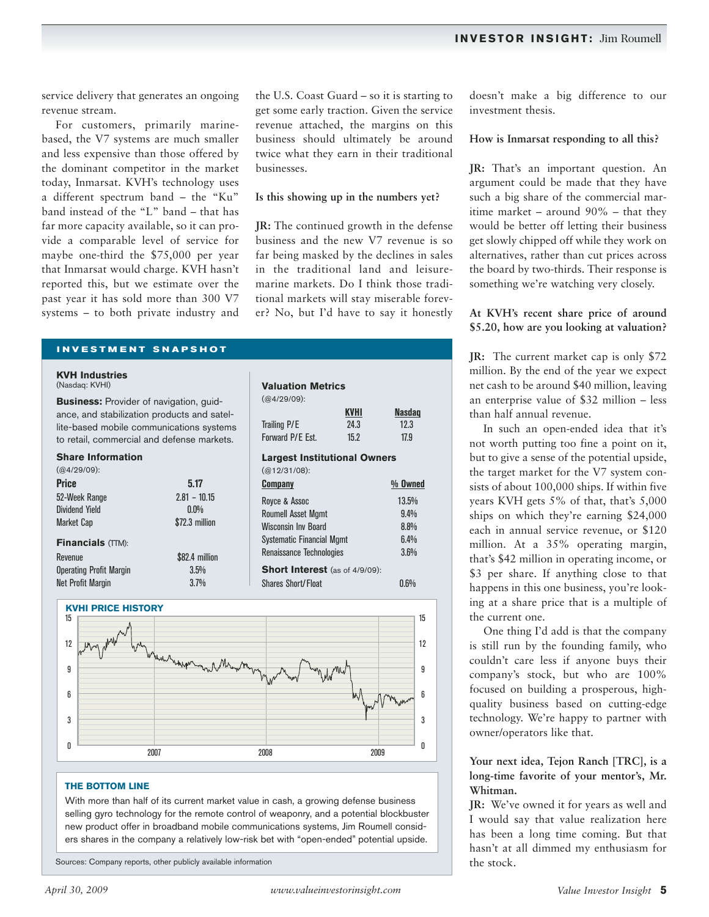service delivery that generates an ongoing revenue stream.

For customers, primarily marine-based, the V7 systems are much smaller and less expensive than those offered by the dominant competitor in the market today, Inmarsat. KVH's technology uses a different spectrum band – the "Ku" band instead of the "L" band – that has far more capacity available, so it can provide a comparable level of service for maybe one-third the $75,000 per year that Inmarsat would charge. KVH hasn't reported this, but we estimate over the past year it has sold more than 300 V7 systems – to both private industry and the U.S. Coast Guard – so it is starting to get some early traction. Given the service revenue attached, the margins on this business should ultimately be around twice what they earn in their traditional businesses.

**Is this showing up in the numbers yet?**

**JR:** The continued growth in the defense business and the new V7 revenue is so far being masked by the declines in sales in the traditional land and leisure-marine markets. Do I think those traditional markets will stay miserable forever? No, but I'd have to say it honestly doesn't make a big difference to our investment thesis.

**How is Inmarsat responding to all this?**

**JR:** That's an important question. An argument could be made that they have such a big share of the commercial maritime market – around 90% – that they would be better off letting their business get slowly chipped off while they work on alternatives, rather than cut prices across the board by two-thirds. Their response is something we're watching very closely.

**At KVH's recent share price of around $5.20, how are you looking at valuation?**

**JR:** The current market cap is only $72 million. By the end of the year we expect net cash to be around $40 million, leaving an enterprise value of $32 million – less than half annual revenue.

In such an open-ended idea that it's not worth putting too fine a point on it, but to give a sense of the potential upside, the target market for the V7 system consists of about 100,000 ships. If within five years KVH gets 5% of that, that's 5,000 ships on which they're earning $24,000 each in annual service revenue, or $120 million. At a 35% operating margin, that's $42 million in operating income, or $3 per share. If anything close to that happens in this one business, you're looking at a share price that is a multiple of the current one.

One thing I'd add is that the company is still run by the founding family, who couldn't care less if anyone buys their company's stock, but who are 100% focused on building a prosperous, high-quality business based on cutting-edge technology. We're happy to partner with owner/operators like that.

**Your next idea, Tejon Ranch [TRC], is a long-time favorite of your mentor's, Mr. Whitman.**

**JR:** We've owned it for years as well and I would say that value realization here has been a long time coming. But that hasn't at all dimmed my enthusiasm for the stock.

## INVESTMENT SNAPSHOT

**KVH Industries**
(Nasdaq: KVHI)

**Business:** Provider of navigation, guidance, and stabilization products and satellite-based mobile communications systems to retail, commercial and defense markets.

**Share Information**
(@4/29/09):

| | |
|---|---|
| Price | 5.17 |
| 52-Week Range | 2.81 – 10.15 |
| Dividend Yield | 0.0% |
| Market Cap | $72.3 million |

**Financials** (TTM):

| | |
|---|---|
| Revenue | $82.4 million |
| Operating Profit Margin | 3.5% |
| Net Profit Margin | 3.7% |

**Valuation Metrics**
(@4/29/09):

| | KVHI | Nasdaq |
|---|---|---|
| Trailing P/E | 24.3 | 12.3 |
| Forward P/E Est. | 15.2 | 17.9 |

**Largest Institutional Owners**
(@12/31/08):

| Company | % Owned |
|---|---|
| Royce & Assoc | 13.5% |
| Roumell Asset Mgmt | 9.4% |
| Wisconsin Inv Board | 8.8% |
| Systematic Financial Mgmt | 6.4% |
| Renaissance Technologies | 3.6% |

**Short Interest** (as of 4/9/09):

| | |
|---|---|
| Shares Short/Float | 0.6% |

**KVHI PRICE HISTORY**

**THE BOTTOM LINE**

With more than half of its current market value in cash, a growing defense business selling gyro technology for the remote control of weaponry, and a potential blockbuster new product offer in broadband mobile communications systems, Jim Roumell considers shares in the company a relatively low-risk bet with "open-ended" potential upside.

Sources: Company reports, other publicly available information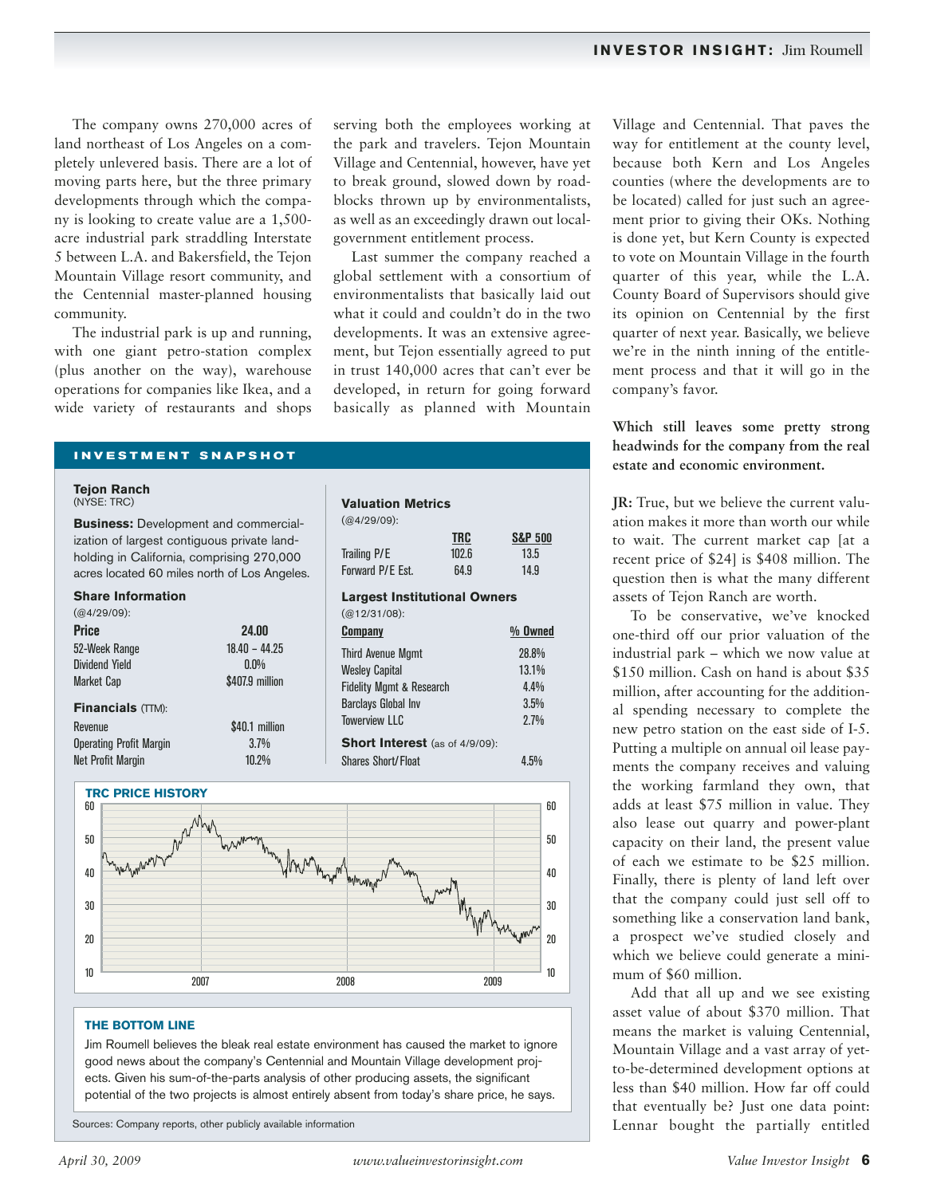The company owns 270,000 acres of land northeast of Los Angeles on a completely unlevered basis. There are a lot of moving parts here, but the three primary developments through which the company is looking to create value are a 1,500-acre industrial park straddling Interstate 5 between L.A. and Bakersfield, the Tejon Mountain Village resort community, and the Centennial master-planned housing community.

The industrial park is up and running, with one giant petro-station complex (plus another on the way), warehouse operations for companies like Ikea, and a wide variety of restaurants and shops serving both the employees working at the park and travelers. Tejon Mountain Village and Centennial, however, have yet to break ground, slowed down by roadblocks thrown up by environmentalists, as well as an exceedingly drawn out local-government entitlement process.

Last summer the company reached a global settlement with a consortium of environmentalists that basically laid out what it could and couldn't do in the two developments. It was an extensive agreement, but Tejon essentially agreed to put in trust 140,000 acres that can't ever be developed, in return for going forward basically as planned with Mountain Village and Centennial. That paves the way for entitlement at the county level, because both Kern and Los Angeles counties (where the developments are to be located) called for just such an agreement prior to giving their OKs. Nothing is done yet, but Kern County is expected to vote on Mountain Village in the fourth quarter of this year, while the L.A. County Board of Supervisors should give its opinion on Centennial by the first quarter of next year. Basically, we believe we're in the ninth inning of the entitlement process and that it will go in the company's favor.

**Which still leaves some pretty strong headwinds for the company from the real estate and economic environment.**

**JR:** True, but we believe the current valuation makes it more than worth our while to wait. The current market cap [at a recent price of $24] is $408 million. The question then is what the many different assets of Tejon Ranch are worth.

To be conservative, we've knocked one-third off our prior valuation of the industrial park – which we now value at $150 million. Cash on hand is about $35 million, after accounting for the additional spending necessary to complete the new petro station on the east side of I-5. Putting a multiple on annual oil lease payments the company receives and valuing the working farmland they own, that adds at least $75 million in value. They also lease out quarry and power-plant capacity on their land, the present value of each we estimate to be $25 million. Finally, there is plenty of land left over that the company could just sell off to something like a conservation land bank, a prospect we've studied closely and which we believe could generate a minimum of $60 million.

Add that all up and we see existing asset value of about $370 million. That means the market is valuing Centennial, Mountain Village and a vast array of yet-to-be-determined development options at less than $40 million. How far off could that eventually be? Just one data point: Lennar bought the partially entitled

## INVESTMENT SNAPSHOT

**Tejon Ranch**
(NYSE: TRC)

**Business:** Development and commercialization of largest contiguous private landholding in California, comprising 270,000 acres located 60 miles north of Los Angeles.

**Share Information**
(@4/29/09):

| Price | 24.00 |
|---|---|
| 52-Week Range | 18.40 – 44.25 |
| Dividend Yield | 0.0% |
| Market Cap | $407.9 million |

**Financials** (TTM):

| Revenue | $40.1 million |
|---|---|
| Operating Profit Margin | 3.7% |
| Net Profit Margin | 10.2% |

**Valuation Metrics**
(@4/29/09):

| | TRC | S&P 500 |
|---|---|---|
| Trailing P/E | 102.6 | 13.5 |
| Forward P/E Est. | 64.9 | 14.9 |

**Largest Institutional Owners**
(@12/31/08):

| Company | % Owned |
|---|---|
| Third Avenue Mgmt | 28.8% |
| Wesley Capital | 13.1% |
| Fidelity Mgmt & Research | 4.4% |
| Barclays Global Inv | 3.5% |
| Towerview LLC | 2.7% |

**Short Interest** (as of 4/9/09):

| Shares Short/Float | 4.5% |
|---|---|

**TRC PRICE HISTORY**

**THE BOTTOM LINE**

Jim Roumell believes the bleak real estate environment has caused the market to ignore good news about the company's Centennial and Mountain Village development projects. Given his sum-of-the-parts analysis of other producing assets, the significant potential of the two projects is almost entirely absent from today's share price, he says.

Sources: Company reports, other publicly available information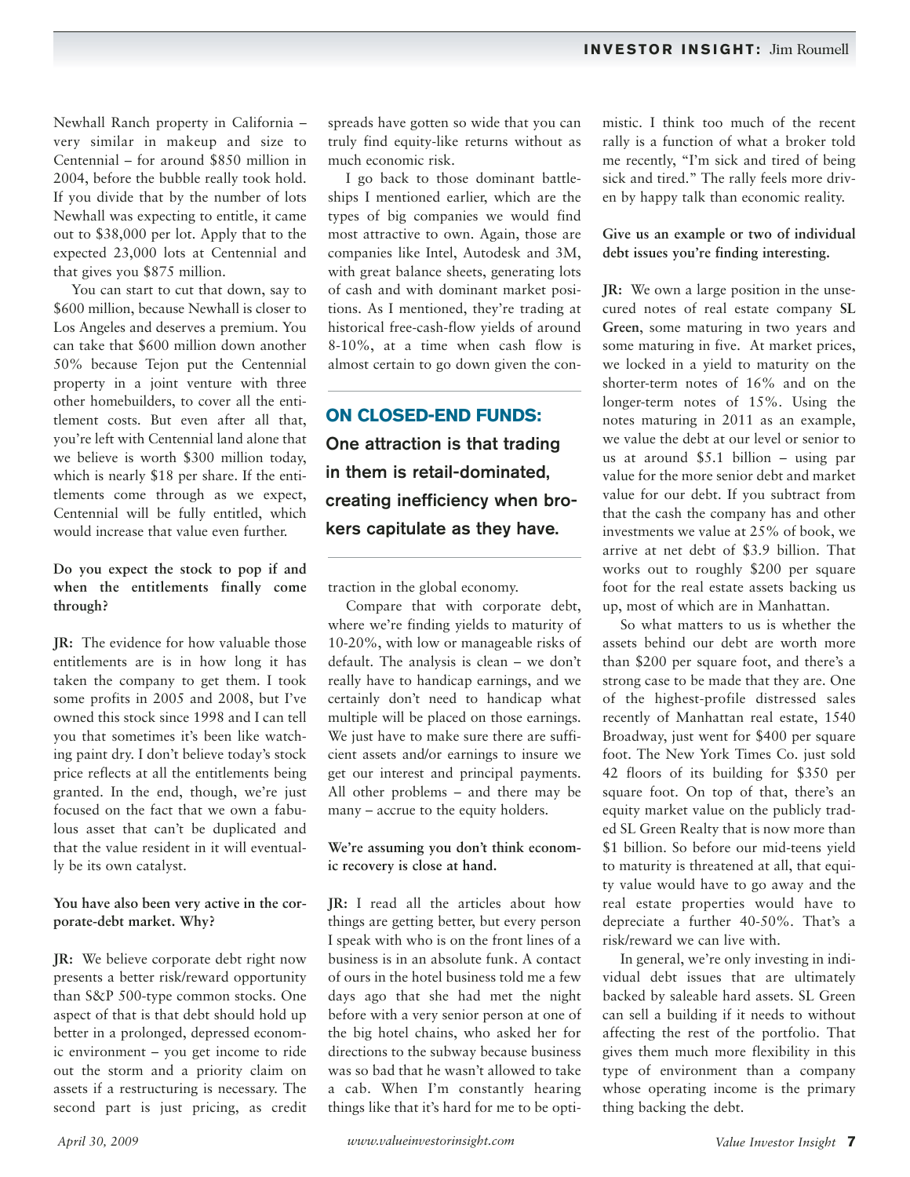Newhall Ranch property in California – very similar in makeup and size to Centennial – for around $850 million in 2004, before the bubble really took hold. If you divide that by the number of lots Newhall was expecting to entitle, it came out to $38,000 per lot. Apply that to the expected 23,000 lots at Centennial and that gives you $875 million.

You can start to cut that down, say to $600 million, because Newhall is closer to Los Angeles and deserves a premium. You can take that $600 million down another 50% because Tejon put the Centennial property in a joint venture with three other homebuilders, to cover all the entitlement costs. But even after all that, you're left with Centennial land alone that we believe is worth $300 million today, which is nearly $18 per share. If the entitlements come through as we expect, Centennial will be fully entitled, which would increase that value even further.

**Do you expect the stock to pop if and when the entitlements finally come through?**

**JR:** The evidence for how valuable those entitlements are is in how long it has taken the company to get them. I took some profits in 2005 and 2008, but I've owned this stock since 1998 and I can tell you that sometimes it's been like watching paint dry. I don't believe today's stock price reflects at all the entitlements being granted. In the end, though, we're just focused on the fact that we own a fabulous asset that can't be duplicated and that the value resident in it will eventually be its own catalyst.

**You have also been very active in the corporate-debt market. Why?**

**JR:** We believe corporate debt right now presents a better risk/reward opportunity than S&P 500-type common stocks. One aspect of that is that debt should hold up better in a prolonged, depressed economic environment – you get income to ride out the storm and a priority claim on assets if a restructuring is necessary. The second part is just pricing, as credit spreads have gotten so wide that you can truly find equity-like returns without as much economic risk.

I go back to those dominant battleships I mentioned earlier, which are the types of big companies we would find most attractive to own. Again, those are companies like Intel, Autodesk and 3M, with great balance sheets, generating lots of cash and with dominant market positions. As I mentioned, they're trading at historical free-cash-flow yields of around 8-10%, at a time when cash flow is almost certain to go down given the contraction in the global economy.

Compare that with corporate debt, where we're finding yields to maturity of 10-20%, with low or manageable risks of default. The analysis is clean – we don't really have to handicap earnings, and we certainly don't need to handicap what multiple will be placed on those earnings. We just have to make sure there are sufficient assets and/or earnings to insure we get our interest and principal payments. All other problems – and there may be many – accrue to the equity holders.

**ON CLOSED-END FUNDS:**

**One attraction is that trading in them is retail-dominated, creating inefficiency when brokers capitulate as they have.**

**We're assuming you don't think economic recovery is close at hand.**

**JR:** I read all the articles about how things are getting better, but every person I speak with who is on the front lines of a business is in an absolute funk. A contact of ours in the hotel business told me a few days ago that she had met the night before with a very senior person at one of the big hotel chains, who asked her for directions to the subway because business was so bad that he wasn't allowed to take a cab. When I'm constantly hearing things like that it's hard for me to be optimistic. I think too much of the recent rally is a function of what a broker told me recently, "I'm sick and tired of being sick and tired." The rally feels more driven by happy talk than economic reality.

**Give us an example or two of individual debt issues you're finding interesting.**

**JR:** We own a large position in the unsecured notes of real estate company **SL Green**, some maturing in two years and some maturing in five. At market prices, we locked in a yield to maturity on the shorter-term notes of 16% and on the longer-term notes of 15%. Using the notes maturing in 2011 as an example, we value the debt at our level or senior to us at around $5.1 billion – using par value for the more senior debt and market value for our debt. If you subtract from that the cash the company has and other investments we value at 25% of book, we arrive at net debt of $3.9 billion. That works out to roughly $200 per square foot for the real estate assets backing us up, most of which are in Manhattan.

So what matters to us is whether the assets behind our debt are worth more than $200 per square foot, and there's a strong case to be made that they are. One of the highest-profile distressed sales recently of Manhattan real estate, 1540 Broadway, just went for $400 per square foot. The New York Times Co. just sold 42 floors of its building for $350 per square foot. On top of that, there's an equity market value on the publicly traded SL Green Realty that is now more than $1 billion. So before our mid-teens yield to maturity is threatened at all, that equity value would have to go away and the real estate properties would have to depreciate a further 40-50%. That's a risk/reward we can live with.

In general, we're only investing in individual debt issues that are ultimately backed by saleable hard assets. SL Green can sell a building if it needs to without affecting the rest of the portfolio. That gives them much more flexibility in this type of environment than a company whose operating income is the primary thing backing the debt.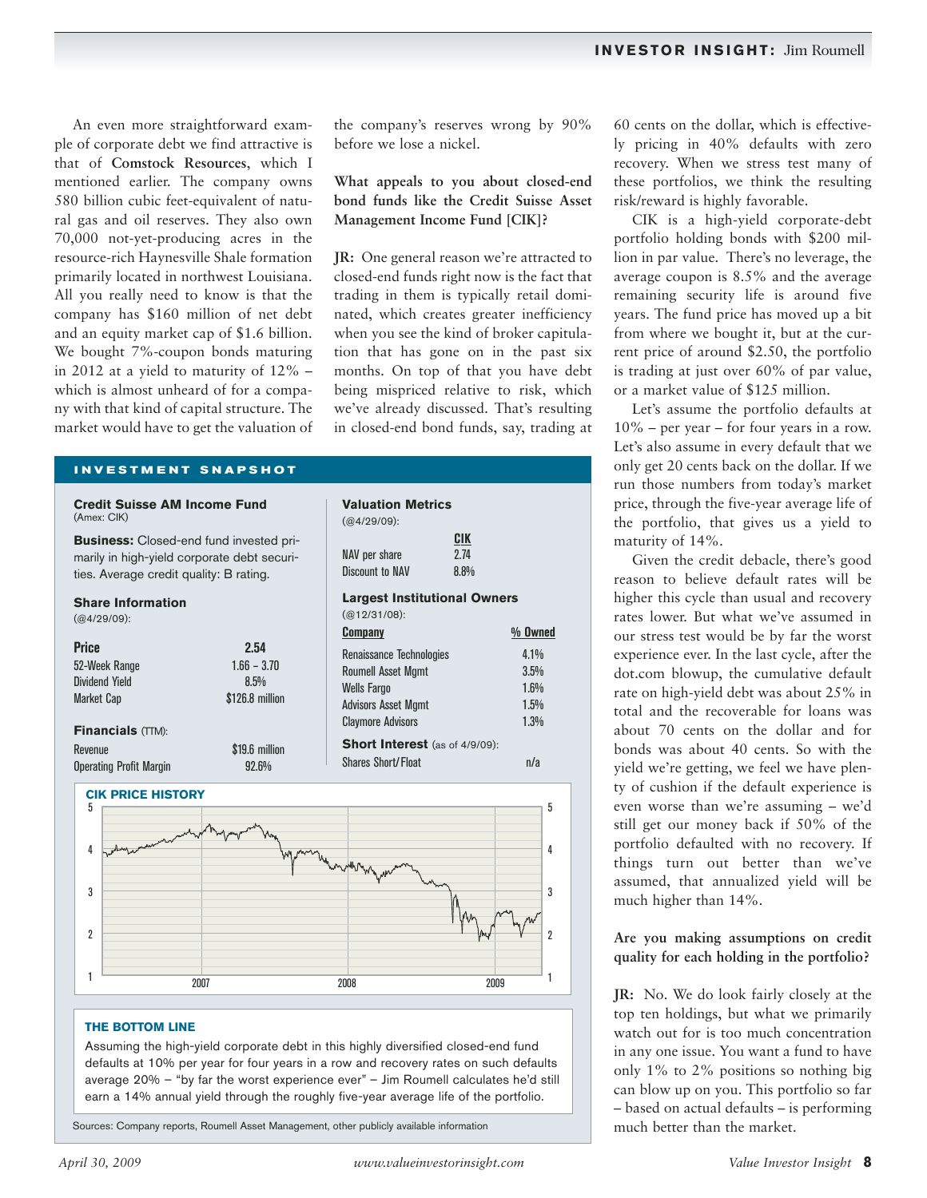An even more straightforward example of corporate debt we find attractive is that of **Comstock Resources**, which I mentioned earlier. The company owns 580 billion cubic feet-equivalent of natural gas and oil reserves. They also own 70,000 not-yet-producing acres in the resource-rich Haynesville Shale formation primarily located in northwest Louisiana. All you really need to know is that the company has $160 million of net debt and an equity market cap of $1.6 billion. We bought 7%-coupon bonds maturing in 2012 at a yield to maturity of 12% – which is almost unheard of for a company with that kind of capital structure. The market would have to get the valuation of the company's reserves wrong by 90% before we lose a nickel.

**What appeals to you about closed-end bond funds like the Credit Suisse Asset Management Income Fund [CIK]?**

**JR:** One general reason we're attracted to closed-end funds right now is the fact that trading in them is typically retail dominated, which creates greater inefficiency when you see the kind of broker capitulation that has gone on in the past six months. On top of that you have debt being mispriced relative to risk, which we've already discussed. That's resulting in closed-end bond funds, say, trading at 60 cents on the dollar, which is effectively pricing in 40% defaults with zero recovery. When we stress test many of these portfolios, we think the resulting risk/reward is highly favorable.

CIK is a high-yield corporate-debt portfolio holding bonds with $200 million in par value. There's no leverage, the average coupon is 8.5% and the average remaining security life is around five years. The fund price has moved up a bit from where we bought it, but at the current price of around $2.50, the portfolio is trading at just over 60% of par value, or a market value of $125 million.

Let's assume the portfolio defaults at 10% – per year – for four years in a row. Let's also assume in every default that we only get 20 cents back on the dollar. If we run those numbers from today's market price, through the five-year average life of the portfolio, that gives us a yield to maturity of 14%.

Given the credit debacle, there's good reason to believe default rates will be higher this cycle than usual and recovery rates lower. But what we've assumed in our stress test would be by far the worst experience ever. In the last cycle, after the dot.com blowup, the cumulative default rate on high-yield debt was about 25% in total and the recoverable for loans was about 70 cents on the dollar and for bonds was about 40 cents. So with the yield we're getting, we feel we have plenty of cushion if the default experience is even worse than we're assuming – we'd still get our money back if 50% of the portfolio defaulted with no recovery. If things turn out better than we've assumed, that annualized yield will be much higher than 14%.

**Are you making assumptions on credit quality for each holding in the portfolio?**

**JR:** No. We do look fairly closely at the top ten holdings, but what we primarily watch out for is too much concentration in any one issue. You want a fund to have only 1% to 2% positions so nothing big can blow up on you. This portfolio so far – based on actual defaults – is performing much better than the market.

## INVESTMENT SNAPSHOT

**Credit Suisse AM Income Fund**
(Amex: CIK)

**Business:** Closed-end fund invested primarily in high-yield corporate debt securities. Average credit quality: B rating.

**Share Information**
(@4/29/09):

| | |
|---|---|
| **Price** | **2.54** |
| 52-Week Range | 1.66 – 3.70 |
| Dividend Yield | 8.5% |
| Market Cap | $126.8 million |

**Financials** (TTM):

| | |
|---|---|
| Revenue | $19.6 million |
| Operating Profit Margin | 92.6% |

**Valuation Metrics**
(@4/29/09):

| | CIK |
|---|---|
| NAV per share | 2.74 |
| Discount to NAV | 8.8% |

**Largest Institutional Owners**
(@12/31/08):

| Company | % Owned |
|---|---|
| Renaissance Technologies | 4.1% |
| Roumell Asset Mgmt | 3.5% |
| Wells Fargo | 1.6% |
| Advisors Asset Mgmt | 1.5% |
| Claymore Advisors | 1.3% |

**Short Interest** (as of 4/9/09):

| | |
|---|---|
| Shares Short/Float | n/a |

**CIK PRICE HISTORY**

**THE BOTTOM LINE**

Assuming the high-yield corporate debt in this highly diversified closed-end fund defaults at 10% per year for four years in a row and recovery rates on such defaults average 20% – "by far the worst experience ever" – Jim Roumell calculates he'd still earn a 14% annual yield through the roughly five-year average life of the portfolio.

Sources: Company reports, Roumell Asset Management, other publicly available information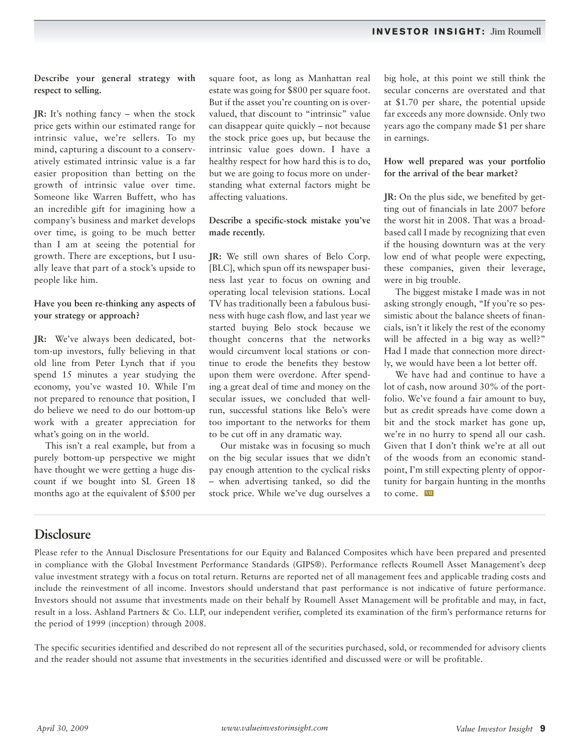**Describe your general strategy with respect to selling.**

**JR:** It's nothing fancy – when the stock price gets within our estimated range for intrinsic value, we're sellers. To my mind, capturing a discount to a conservatively estimated intrinsic value is a far easier proposition than betting on the growth of intrinsic value over time. Someone like Warren Buffett, who has an incredible gift for imagining how a company's business and market develops over time, is going to be much better than I am at seeing the potential for growth. There are exceptions, but I usually leave that part of a stock's upside to people like him.

**Have you been re-thinking any aspects of your strategy or approach?**

**JR:** We've always been dedicated, bottom-up investors, fully believing in that old line from Peter Lynch that if you spend 15 minutes a year studying the economy, you've wasted 10. While I'm not prepared to renounce that position, I do believe we need to do our bottom-up work with a greater appreciation for what's going on in the world.

This isn't a real example, but from a purely bottom-up perspective we might have thought we were getting a huge discount if we bought into SL Green 18 months ago at the equivalent of $500 per square foot, as long as Manhattan real estate was going for $800 per square foot. But if the asset you're counting on is overvalued, that discount to "intrinsic" value can disappear quite quickly – not because the stock price goes up, but because the intrinsic value goes down. I have a healthy respect for how hard this is to do, but we are going to focus more on understanding what external factors might be affecting valuations.

**Describe a specific-stock mistake you've made recently.**

**JR:** We still own shares of Belo Corp. [BLC], which spun off its newspaper business last year to focus on owning and operating local television stations. Local TV has traditionally been a fabulous business with huge cash flow, and last year we started buying Belo stock because we thought concerns that the networks would circumvent local stations or continue to erode the benefits they bestow upon them were overdone. After spending a great deal of time and money on the secular issues, we concluded that well-run, successful stations like Belo's were too important to the networks for them to be cut off in any dramatic way.

Our mistake was in focusing so much on the big secular issues that we didn't pay enough attention to the cyclical risks – when advertising tanked, so did the stock price. While we've dug ourselves a big hole, at this point we still think the secular concerns are overstated and that at $1.70 per share, the potential upside far exceeds any more downside. Only two years ago the company made $1 per share in earnings.

**How well prepared was your portfolio for the arrival of the bear market?**

**JR:** On the plus side, we benefited by getting out of financials in late 2007 before the worst hit in 2008. That was a broad-based call I made by recognizing that even if the housing downturn was at the very low end of what people were expecting, these companies, given their leverage, were in big trouble.

The biggest mistake I made was in not asking strongly enough, "If you're so pessimistic about the balance sheets of financials, isn't it likely the rest of the economy will be affected in a big way as well?" Had I made that connection more directly, we would have been a lot better off.

We have had and continue to have a lot of cash, now around 30% of the portfolio. We've found a fair amount to buy, but as credit spreads have come down a bit and the stock market has gone up, we're in no hurry to spend all our cash. Given that I don't think we're at all out of the woods from an economic standpoint, I'm still expecting plenty of opportunity for bargain hunting in the months to come.

## Disclosure

Please refer to the Annual Disclosure Presentations for our Equity and Balanced Composites which have been prepared and presented in compliance with the Global Investment Performance Standards (GIPS®). Performance reflects Roumell Asset Management's deep value investment strategy with a focus on total return. Returns are reported net of all management fees and applicable trading costs and include the reinvestment of all income. Investors should understand that past performance is not indicative of future performance. Investors should not assume that investments made on their behalf by Roumell Asset Management will be profitable and may, in fact, result in a loss. Ashland Partners & Co. LLP, our independent verifier, completed its examination of the firm's performance returns for the period of 1999 (inception) through 2008.

The specific securities identified and described do not represent all of the securities purchased, sold, or recommended for advisory clients and the reader should not assume that investments in the securities identified and discussed were or will be profitable.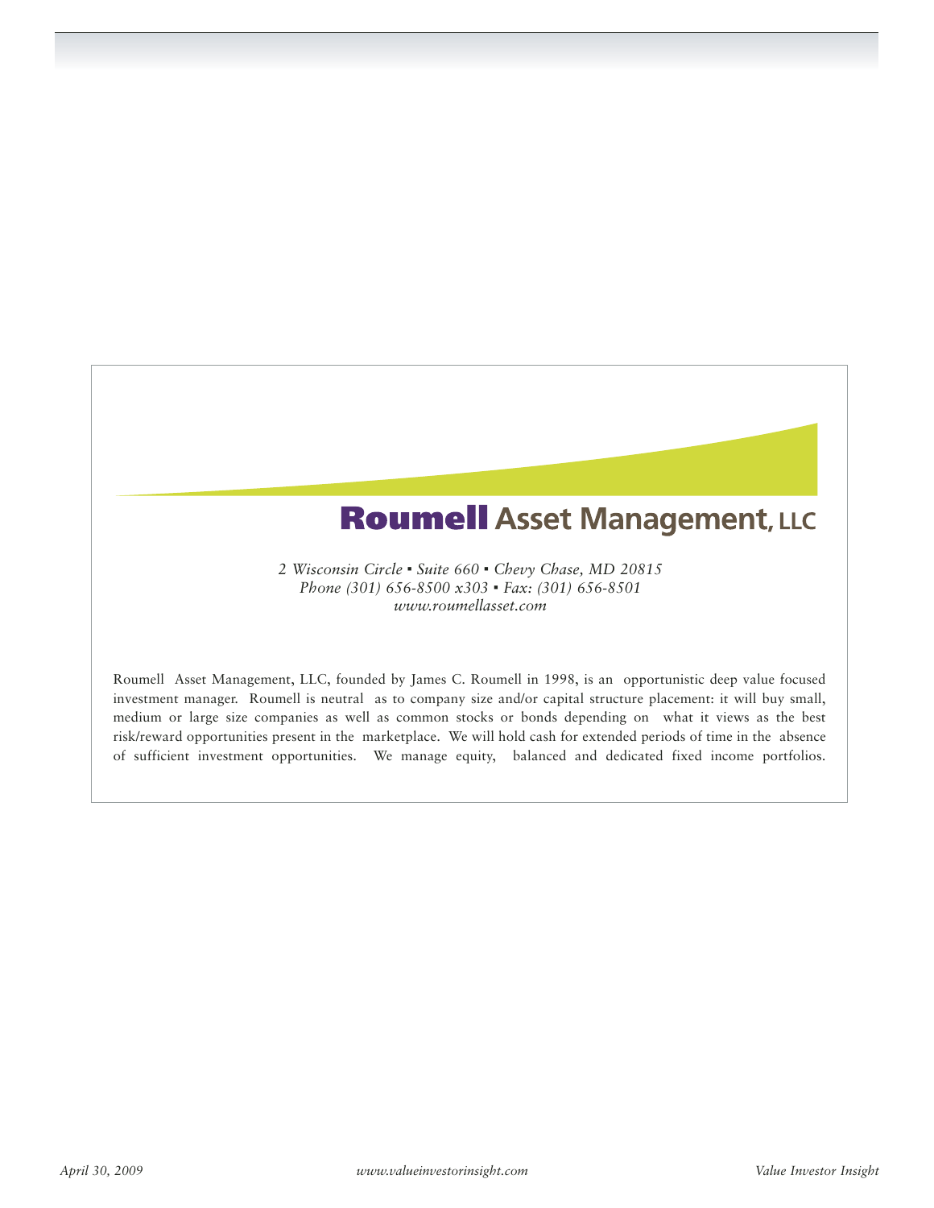**Roumell Asset Management, LLC**

*2 Wisconsin Circle ▪ Suite 660 ▪ Chevy Chase, MD 20815*
*Phone (301) 656-8500 x303 ▪ Fax: (301) 656-8501*
*www.roumellasset.com*

Roumell Asset Management, LLC, founded by James C. Roumell in 1998, is an opportunistic deep value focused investment manager. Roumell is neutral as to company size and/or capital structure placement: it will buy small, medium or large size companies as well as common stocks or bonds depending on what it views as the best risk/reward opportunities present in the marketplace. We will hold cash for extended periods of time in the absence of sufficient investment opportunities. We manage equity, balanced and dedicated fixed income portfolios.